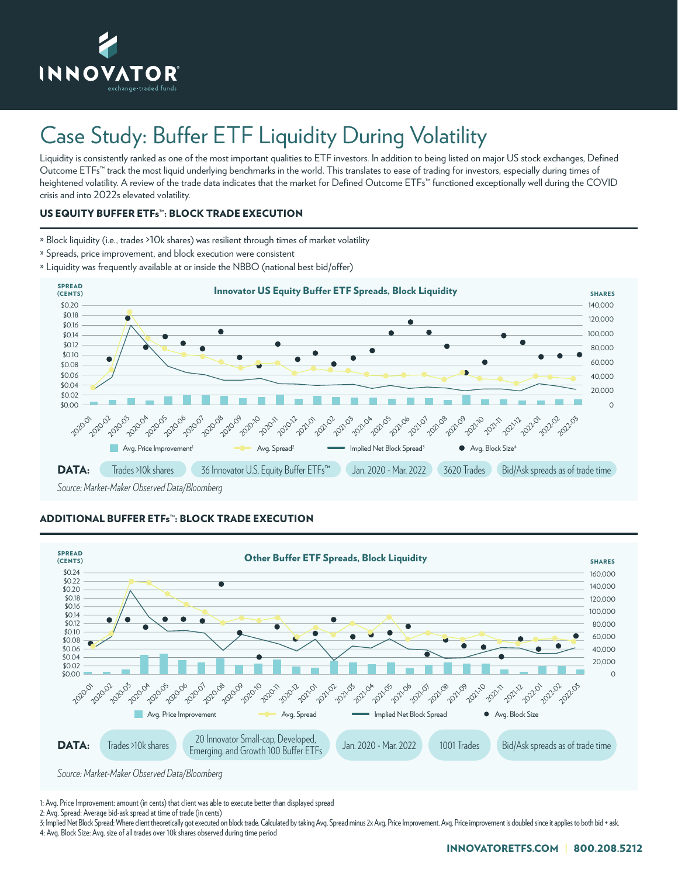# Case Study: Buffer ETF Liquidity During Volatility

Liquidity is consistently ranked as one of the most important qualities to ETF investors. In addition to being listed on major US stock exchanges, Defined Outcome ETFs™ track the most liquid underlying benchmarks in the world. This translates to ease of trading for investors, especially during times of heightened volatility. A review of the trade data indicates that the market for Defined Outcome ETFs™ functioned exceptionally well during the COVID crisis and into 2022s elevated volatility.

## US EQUITY BUFFER ETFs™: BLOCK TRADE EXECUTION

- Block liquidity (i.e., trades >10k shares) was resilient through times of market volatility
- Spreads, price improvement, and block execution were consistent
- Liquidity was frequently available at or inside the NBBO (national best bid/offer)

**Innovator US Equity Buffer ETF Spreads, Block Liquidity**

SPREAD (CENTS): $0.00 – $0.20; SHARES: 0 – 140,000

2020-01 through 2022-03

Avg. Price Improvement[1] | Avg. Spread[2] | Implied Net Block Spread[3] | Avg. Block Size[4]

**DATA:** Trades >10k shares | 36 Innovator U.S. Equity Buffer ETFs™ | Jan. 2020 - Mar. 2022 | 3620 Trades | Bid/Ask spreads as of trade time

*Source: Market-Maker Observed Data/Bloomberg*

## ADDITIONAL BUFFER ETFs™: BLOCK TRADE EXECUTION

**Other Buffer ETF Spreads, Block Liquidity**

SPREAD (CENTS): $0.00 – $0.24; SHARES: 0 – 160,000

2020-01 through 2022-03

Avg. Price Improvement | Avg. Spread | Implied Net Block Spread | Avg. Block Size

**DATA:** Trades >10k shares | 20 Innovator Small-cap, Developed, Emerging, and Growth 100 Buffer ETFs | Jan. 2020 - Mar. 2022 | 1001 Trades | Bid/Ask spreads as of trade time

*Source: Market-Maker Observed Data/Bloomberg*

1: Avg. Price Improvement: amount (in cents) that client was able to execute better than displayed spread
2: Avg. Spread: Average bid-ask spread at time of trade (in cents)
3: Implied Net Block Spread: Where client theoretically got executed on block trade. Calculated by taking Avg. Spread minus 2x Avg. Price Improvement. Avg. Price improvement is doubled since it applies to both bid + ask.
4: Avg. Block Size: Avg. size of all trades over 10k shares observed during time period

INNOVATORETFS.COM | 800.208.5212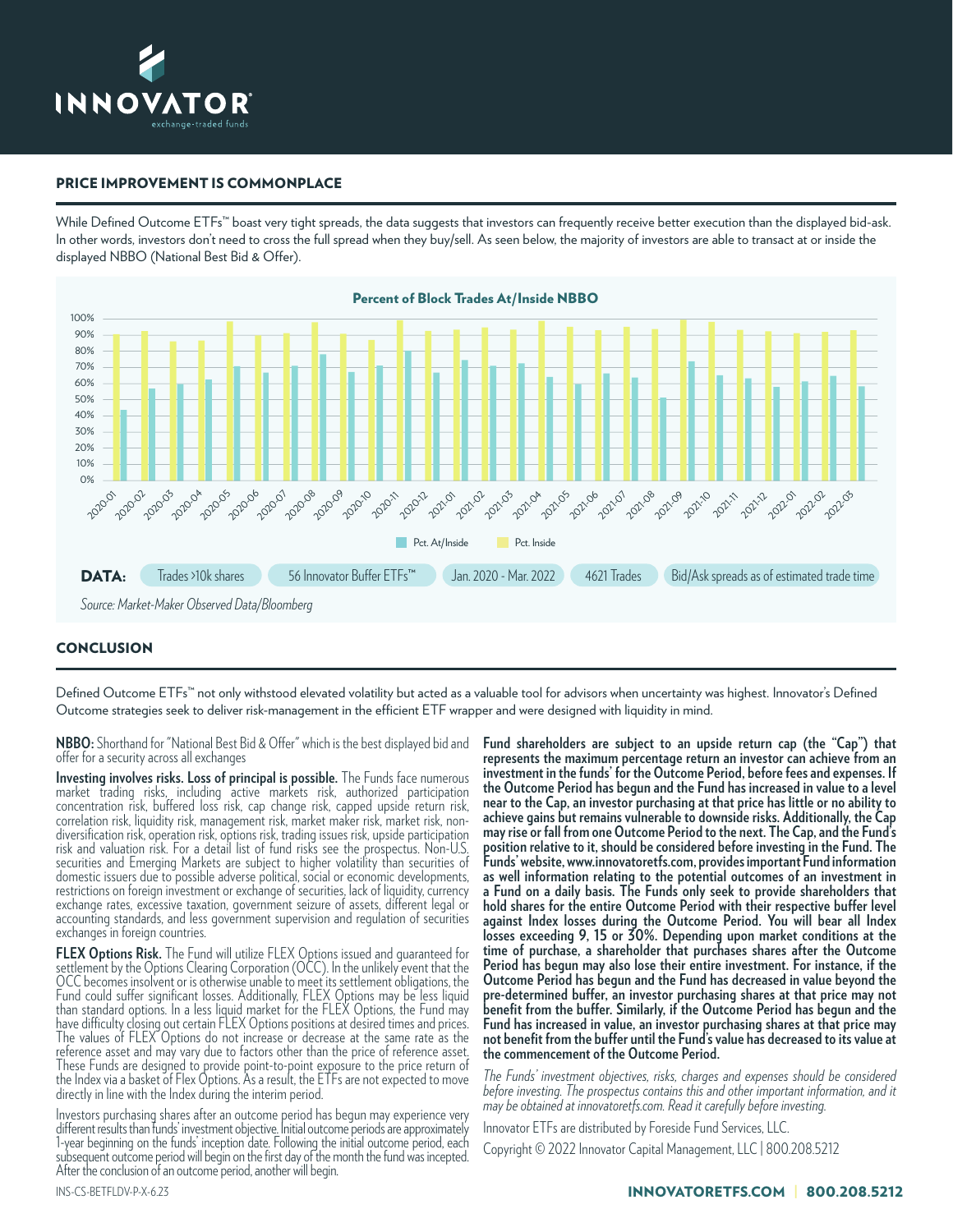INNOVATOR
exchange-traded funds

## PRICE IMPROVEMENT IS COMMONPLACE

While Defined Outcome ETFs™ boast very tight spreads, the data suggests that investors can frequently receive better execution than the displayed bid-ask. In other words, investors don't need to cross the full spread when they buy/sell. As seen below, the majority of investors are able to transact at or inside the displayed NBBO (National Best Bid & Offer).

**Percent of Block Trades At/Inside NBBO**

100%
90%
80%
70%
60%
50%
40%
30%
20%
10%
0%

2020-01 2020-02 2020-03 2020-04 2020-05 2020-06 2020-07 2020-08 2020-09 2020-10 2020-11 2020-12 2021-01 2021-02 2021-03 2021-04 2021-05 2021-06 2021-07 2021-08 2021-09 2021-10 2021-11 2021-12 2022-01 2022-02 2022-03

Pct. At/Inside
Pct. Inside

**DATA:** Trades >10k shares | 56 Innovator Buffer ETFs™ | Jan. 2020 - Mar. 2022 | 4621 Trades | Bid/Ask spreads as of estimated trade time

*Source: Market-Maker Observed Data/Bloomberg*

## CONCLUSION

Defined Outcome ETFs™ not only withstood elevated volatility but acted as a valuable tool for advisors when uncertainty was highest. Innovator's Defined Outcome strategies seek to deliver risk-management in the efficient ETF wrapper and were designed with liquidity in mind.

**NBBO:** Shorthand for "National Best Bid & Offer" which is the best displayed bid and offer for a security across all exchanges

**Investing involves risks. Loss of principal is possible.** The Funds face numerous market trading risks, including active markets risk, authorized participation concentration risk, buffered loss risk, cap change risk, capped upside return risk, correlation risk, liquidity risk, management risk, market maker risk, market risk, non-diversification risk, operation risk, options risk, trading issues risk, upside participation risk and valuation risk. For a detail list of fund risks see the prospectus. Non-U.S. securities and Emerging Markets are subject to higher volatility than securities of domestic issuers due to possible adverse political, social or economic developments, restrictions on foreign investment or exchange of securities, lack of liquidity, currency exchange rates, excessive taxation, government seizure of assets, different legal or accounting standards, and less government supervision and regulation of securities exchanges in foreign countries.

**FLEX Options Risk.** The Fund will utilize FLEX Options issued and guaranteed for settlement by the Options Clearing Corporation (OCC). In the unlikely event that the OCC becomes insolvent or is otherwise unable to meet its settlement obligations, the Fund could suffer significant losses. Additionally, FLEX Options may be less liquid than standard options. In a less liquid market for the FLEX Options, the Fund may have difficulty closing out certain FLEX Options positions at desired times and prices. The values of FLEX Options do not increase or decrease at the same rate as the reference asset and may vary due to factors other than the price of reference asset. These Funds are designed to provide point-to-point exposure to the price return of the Index via a basket of Flex Options. As a result, the ETFs are not expected to move directly in line with the Index during the interim period.

Investors purchasing shares after an outcome period has begun may experience very different results than funds' investment objective. Initial outcome periods are approximately 1-year beginning on the funds' inception date. Following the initial outcome period, each subsequent outcome period will begin on the first day of the month the fund was incepted. After the conclusion of an outcome period, another will begin.

**Fund shareholders are subject to an upside return cap (the "Cap") that represents the maximum percentage return an investor can achieve from an investment in the funds' for the Outcome Period, before fees and expenses. If the Outcome Period has begun and the Fund has increased in value to a level near to the Cap, an investor purchasing at that price has little or no ability to achieve gains but remains vulnerable to downside risks. Additionally, the Cap may rise or fall from one Outcome Period to the next. The Cap, and the Fund's position relative to it, should be considered before investing in the Fund. The Funds' website, www.innovatoretfs.com, provides important Fund information as well information relating to the potential outcomes of an investment in a Fund on a daily basis. The Funds only seek to provide shareholders that hold shares for the entire Outcome Period with their respective buffer level against Index losses during the Outcome Period. You will bear all Index losses exceeding 9, 15 or 30%. Depending upon market conditions at the time of purchase, a shareholder that purchases shares after the Outcome Period has begun may also lose their entire investment. For instance, if the Outcome Period has begun and the Fund has decreased in value beyond the pre-determined buffer, an investor purchasing shares at that price may not benefit from the buffer. Similarly, if the Outcome Period has begun and the Fund has increased in value, an investor purchasing shares at that price may not benefit from the buffer until the Fund's value has decreased to its value at the commencement of the Outcome Period.**

*The Funds' investment objectives, risks, charges and expenses should be considered before investing. The prospectus contains this and other important information, and it may be obtained at innovatoretfs.com. Read it carefully before investing.*

Innovator ETFs are distributed by Foreside Fund Services, LLC.

Copyright © 2022 Innovator Capital Management, LLC | 800.208.5212

INS-CS-BETFLDV-P-X-6.23

**INNOVATORETFS.COM | 800.208.5212**